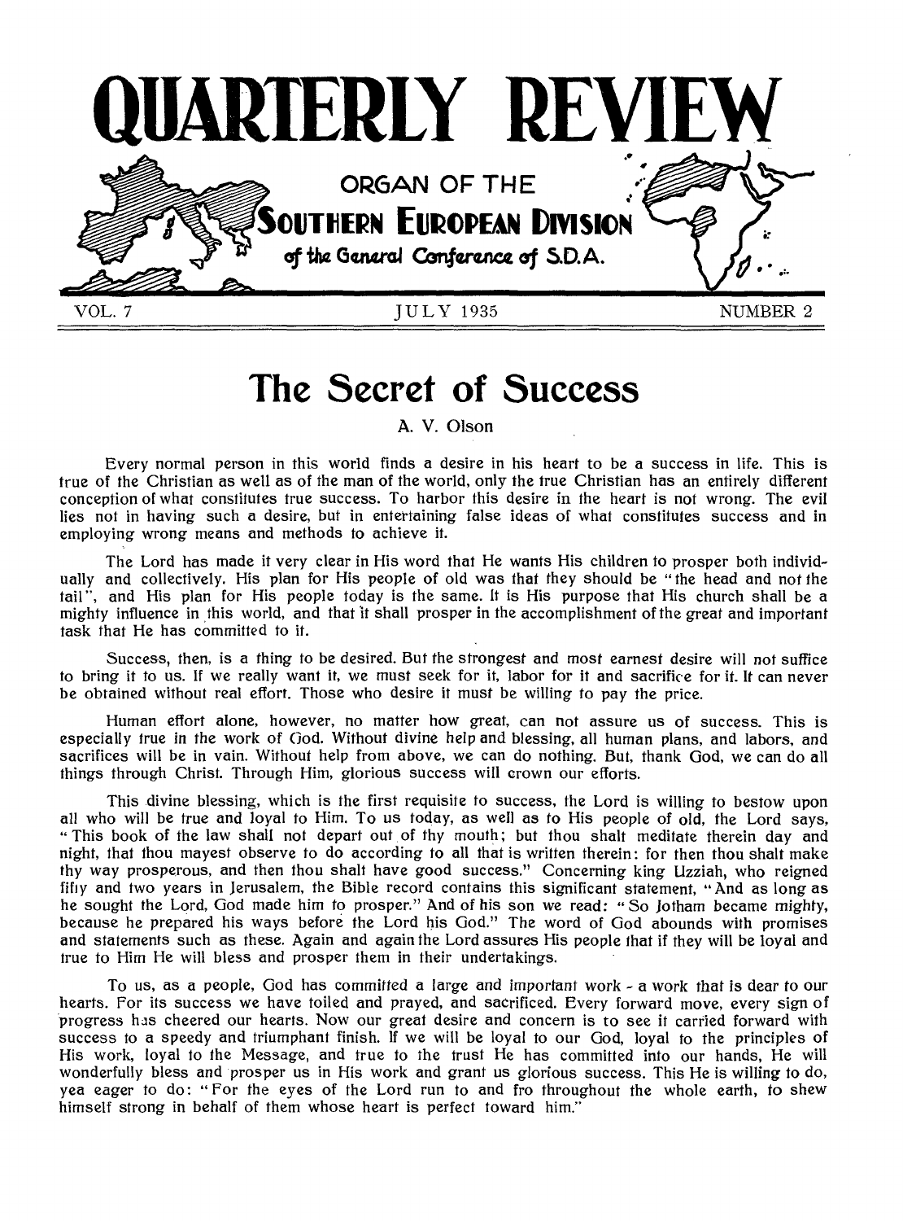# QUARTERLY REVIEW

ORGAN OF THE

SOUTHERN EUROPEAN DIVISION

of the General Conference of S.D.A.

VOL. 7 — JULY 1935 — NUMBER 2

## The Secret of Success

A. V. Olson

Every normal person in this world finds a desire in his heart to be a success in life. This is true of the Christian as well as of the man of the world, only the true Christian has an entirely different conception of what constitutes true success. To harbor this desire in the heart is not wrong. The evil lies not in having such a desire, but in entertaining false ideas of what constitutes success and in employing wrong means and methods to achieve it.

The Lord has made it very clear in His word that He wants His children to prosper both individually and collectively. His plan for His people of old was that they should be "the head and not the tail", and His plan for His people today is the same. It is His purpose that His church shall be a mighty influence in this world, and that it shall prosper in the accomplishment of the great and important task that He has committed to it.

Success, then, is a thing to be desired. But the strongest and most earnest desire will not suffice to bring it to us. If we really want it, we must seek for it, labor for it and sacrifice for it. It can never be obtained without real effort. Those who desire it must be willing to pay the price.

Human effort alone, however, no matter how great, can not assure us of success. This is especially true in the work of God. Without divine help and blessing, all human plans, and labors, and sacrifices will be in vain. Without help from above, we can do nothing. But, thank God, we can do all things through Christ. Through Him, glorious success will crown our efforts.

This divine blessing, which is the first requisite to success, the Lord is willing to bestow upon all who will be true and loyal to Him. To us today, as well as to His people of old, the Lord says, "This book of the law shall not depart out of thy mouth; but thou shalt meditate therein day and night, that thou mayest observe to do according to all that is written therein: for then thou shalt make thy way prosperous, and then thou shalt have good success." Concerning king Uzziah, who reigned fifty and two years in Jerusalem, the Bible record contains this significant statement, "And as long as he sought the Lord, God made him to prosper." And of his son we read: "So Jotham became mighty, because he prepared his ways before the Lord his God." The word of God abounds with promises and statements such as these. Again and again the Lord assures His people that if they will be loyal and true to Him He will bless and prosper them in their undertakings.

To us, as a people, God has committed a large and important work - a work that is dear to our hearts. For its success we have toiled and prayed, and sacrificed. Every forward move, every sign of progress has cheered our hearts. Now our great desire and concern is to see it carried forward with success to a speedy and triumphant finish. If we will be loyal to our God, loyal to the principles of His work, loyal to the Message, and true to the trust He has committed into our hands, He will wonderfully bless and prosper us in His work and grant us glorious success. This He is willing to do, yea eager to do: "For the eyes of the Lord run to and fro throughout the whole earth, to shew himself strong in behalf of them whose heart is perfect toward him."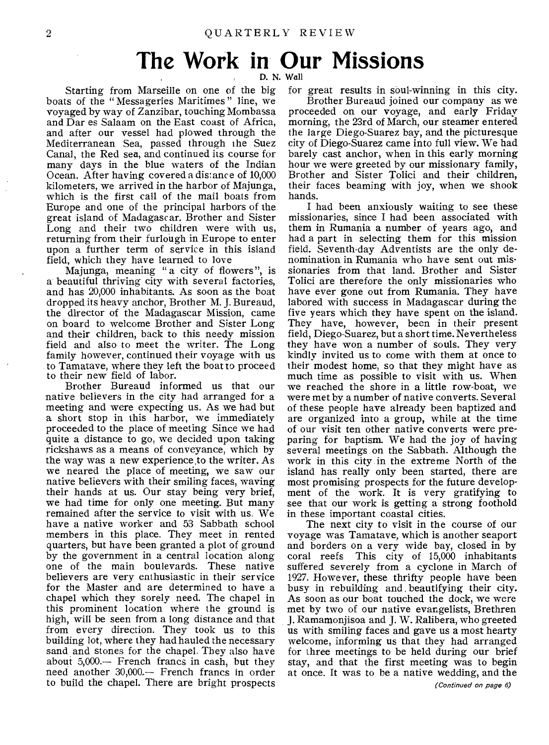# The Work in Our Missions

D. N. Wall

Starting from Marseille on one of the big boats of the "Messageries Maritimes" line, we voyaged by way of Zanzibar, touching Mombassa and Dar es Salaam on the East coast of Africa, and after our vessel had plowed through the Mediterranean Sea, passed through the Suez Canal, the Red sea, and continued its course for many days in the blue waters of the Indian Ocean. After having covered a distance of 10,000 kilometers, we arrived in the harbor of Majunga, which is the first call of the mail boats from Europe and one of the principal harbors of the great island of Madagascar. Brother and Sister Long and their two children were with us, returning from their furlough in Europe to enter upon a further term of service in this island field, which they have learned to love

Majunga, meaning "a city of flowers", is a beautiful thriving city with several factories, and has 20,000 inhabitants. As soon as the boat dropped its heavy anchor, Brother M. J. Bureaud, the director of the Madagascar Mission, came on board to welcome Brother and Sister Long and their children, back to this needy mission field and also to meet the writer. The Long family however, continued their voyage with us to Tamatave, where they left the boat to proceed to their new field of labor.

Brother Bureaud informed us that our native believers in the city had arranged for a meeting and were expecting us. As we had but a short stop in this harbor, we immediately proceeded to the place of meeting Since we had quite a distance to go, we decided upon taking rickshaws as a means of conveyance, which by the way was a new experience to the writer. As we neared the place of meeting, we saw our native believers with their smiling faces, waving their hands at us. Our stay being very brief, we had time for only one meeting. But many remained after the service to visit with us. We have a native worker and 53 Sabbath school members in this place. They meet in rented quarters, but have been granted a plot of ground by the government in a central location along one of the main boulevards. These native believers are very enthusiastic in their service for the Master and are determined to have a chapel which they sorely need. The chapel in this prominent location where the ground is high, will be seen from a long distance and that from every direction. They took us to this building lot, where they had hauled the necessary sand and stones for the chapel. They also have about 5,000.— French francs in cash, but they need another 30,000.— French francs in order to build the chapel. There are bright prospects for great results in soul-winning in this city.

Brother Bureaud joined our company as we proceeded on our voyage, and early Friday morning, the 23rd of March, our steamer entered the large Diego-Suarez bay, and the picturesque city of Diego-Suarez came into full view. We had barely cast anchor, when in this early morning hour we were greeted by our missionary family, Brother and Sister Tolici and their children, their faces beaming with joy, when we shook hands.

I had been anxiously waiting to see these missionaries, since I had been associated with them in Rumania a number of years ago, and had a part in selecting them for this mission field. Seventh-day Adventists are the only denomination in Rumania who have sent out missionaries from that land. Brother and Sister Tolici are therefore the only missionaries who have ever gone out from Rumania. They have labored with success in Madagascar during the five years which they have spent on the island. They have, however, been in their present field, Diego-Suarez, but a short time. Nevertheless they have won a number of souls. They very kindly invited us to come with them at once to their modest home, so that they might have as much time as possible to visit with us. When we reached the shore in a little row-boat, we were met by a number of native converts. Several of these people have already been baptized and are organized into a group, while at the time of our visit ten other native converts were preparing for baptism. We had the joy of having several meetings on the Sabbath. Although the work in this city in the extreme North of the island has really only been started, there are most promising prospects for the future development of the work. It is very gratifying to see that our work is getting a strong foothold in these important coastal cities.

The next city to visit in the course of our voyage was Tamatave, which is another seaport and borders on a very wide bay, closed in by coral reefs This city of 15,000 inhabitants suffered severely from a cyclone in March of 1927. However, these thrifty people have been busy in rebuilding and beautifying their city. As soon as our boat touched the dock, we were met by two of our native evangelists, Brethren J. Ramamonjisoa and J. W. Ralibera, who greeted us with smiling faces and gave us a most hearty welcome, informing us that they had arranged for three meetings to be held during our brief stay, and that the first meeting was to begin at once. It was to be a native wedding, and the

*(Continued on page 6)*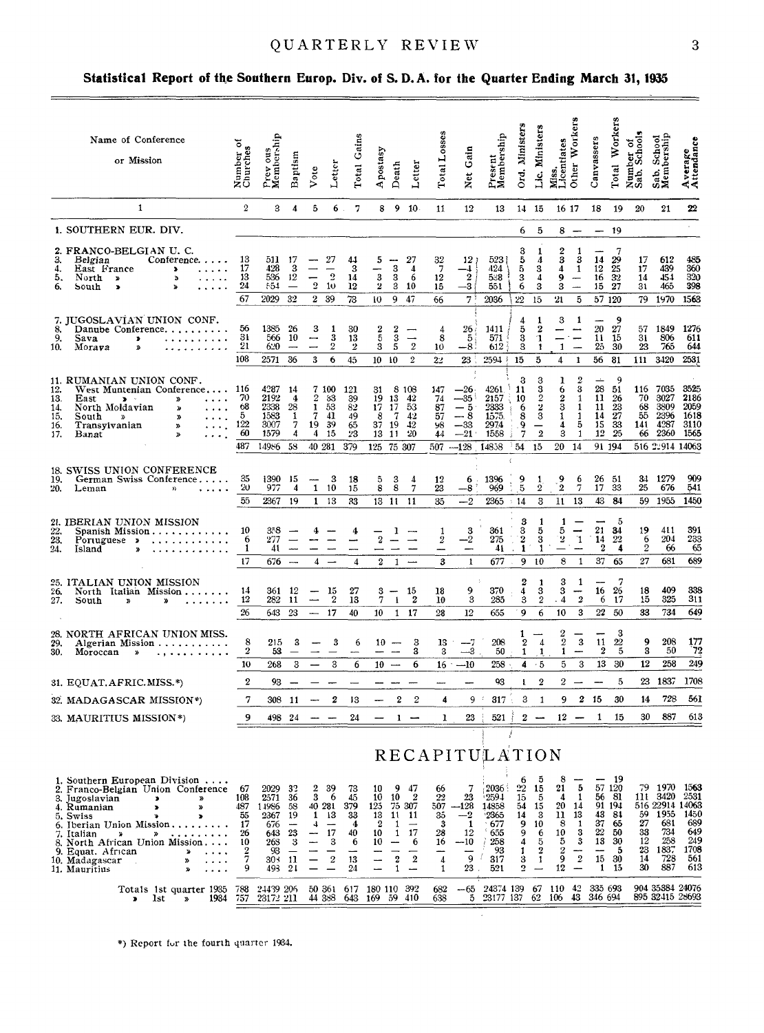## Statistical Report of the Southern Europ. Div. of S. D. A. for the Quarter Ending March 31, 1935

| Name of Conference or Mission | Number of Churches | Previous Membership | Baptism | Vote | Letter | Total Gains | Apostasy | Death | Letter | Total Losses | Net Gain | Present Membership | Ord. Ministers | Lic. Ministers | Miss. Licentiates | Other Workers | Canvassers | Total Workers | Number of Sab. Schools | Sab. School Membership | Average Attendance |
|---|---|---|---|---|---|---|---|---|---|---|---|---|---|---|---|---|---|---|---|---|---|
| 1 | 2 | 3 | 4 | 5 | 6 | 7 | 8 | 9 | 10 | 11 | 12 | 13 | 14 | 15 | 16 | 17 | 18 | 19 | 20 | 21 | 22 |
| 1. SOUTHERN EUR. DIV. | | | | | | | | | | | | | 6 | 5 | 8 | — | — | 19 | | | |
| 2. FRANCO-BELGIAN U. C. | | | | | | | | | | | | | 3 | 1 | 2 | 1 | — | 7 | | | |
| 3. Belgian Conference | 13 | 511 | 17 | — | 27 | 44 | 5 | — | 27 | 32 | 12 | 523 | 5 | 4 | 3 | 3 | 14 | 29 | 17 | 612 | 485 |
| 4. East France » | 17 | 428 | 3 | — | — | 3 | — | 3 | 4 | 7 | —4 | 424 | 5 | 3 | 4 | 1 | 12 | 25 | 17 | 439 | 360 |
| 5. North » » | 13 | 536 | 12 | — | 2 | 14 | 3 | 3 | 6 | 12 | 2 | 538 | 3 | 4 | 9 | — | 16 | 32 | 14 | 454 | 320 |
| 6. South » » | 24 | 554 | — | 2 | 10 | 12 | 2 | 3 | 10 | 15 | —3 | 551 | 6 | 3 | 3 | — | 15 | 27 | 31 | 465 | 398 |
| | 67 | 2029 | 32 | 2 | 39 | 73 | 10 | 9 | 47 | 66 | 7 | 2036 | 22 | 15 | 21 | 5 | 57 | 120 | 79 | 1970 | 1563 |
| 7. JUGOSLAVIAN UNION CONF. | | | | | | | | | | | | | 4 | 1 | 3 | 1 | — | 9 | | | |
| 8. Danube Conference | 56 | 1385 | 26 | 3 | 1 | 30 | 2 | 2 | — | 4 | 26 | 1411 | 5 | 2 | — | — | 20 | 27 | 57 | 1849 | 1276 |
| 9. Sava » | 31 | 566 | 10 | — | 3 | 13 | 5 | 3 | — | 8 | 5 | 571 | 3 | 1 | — | — | 11 | 15 | 31 | 806 | 611 |
| 10. Morava » | 21 | 620 | — | — | 2 | 2 | 3 | 5 | 2 | 10 | —8 | 612 | 3 | 1 | 1 | — | 25 | 30 | 23 | 765 | 644 |
| | 108 | 2571 | 36 | 3 | 6 | 45 | 10 | 10 | 2 | 22 | 23 | 2594 | 15 | 5 | 4 | 1 | 56 | 81 | 111 | 3420 | 2531 |
| 11. RUMANIAN UNION CONF. | | | | | | | | | | | | | 3 | 3 | 1 | 2 | — | 9 | | | |
| 12. West Muntenian Conference | 116 | 4287 | 14 | 7 | 100 | 121 | 31 | 8 | 108 | 147 | —26 | 4261 | 11 | 3 | 6 | 3 | 28 | 51 | 116 | 7035 | 3525 |
| 13. East » » | 70 | 2192 | 4 | 2 | 33 | 39 | 19 | 13 | 42 | 74 | —35 | 2157 | 10 | 2 | 2 | 1 | 11 | 26 | 70 | 3027 | 2186 |
| 14. North Moldavian » | 68 | 2338 | 28 | 1 | 53 | 82 | 17 | 17 | 53 | 87 | —5 | 2333 | 6 | 2 | 3 | 1 | 11 | 23 | 68 | 3809 | 2059 |
| 15. South » » | 5 | 1583 | 1 | 7 | 41 | 49 | 8 | 7 | 42 | 57 | —8 | 1575 | 8 | 3 | 1 | 1 | 14 | 27 | 55 | 2396 | 1618 |
| 16. Transylvanian » | 122 | 3007 | 7 | 19 | 39 | 65 | 37 | 19 | 42 | 98 | —33 | 2974 | 9 | — | 1 | 5 | 15 | 33 | 141 | 4287 | 3110 |
| 17. Banat » | 60 | 1579 | 4 | 4 | 15 | 23 | 13 | 11 | 20 | 44 | —21 | 1558 | 7 | 2 | 3 | 1 | 12 | 25 | 66 | 2360 | 1565 |
| | 487 | 14986 | 58 | 40 | 281 | 379 | 125 | 75 | 307 | 507 | —128 | 14858 | 54 | 15 | 20 | 14 | 91 | 194 | 516 | 22914 | 14063 |
| 18. SWISS UNION CONFERENCE | | | | | | | | | | | | | | | | | | | | | |
| 19. German Swiss Conference | 35 | 1390 | 15 | — | 3 | 18 | 5 | 3 | 4 | 12 | 6 | 1396 | 9 | 1 | 9 | 6 | 26 | 51 | 34 | 1279 | 909 |
| 20. Leman » | 20 | 977 | 4 | 1 | 10 | 15 | 8 | 8 | 7 | 23 | —8 | 969 | 5 | 2 | 2 | 7 | 17 | 33 | 25 | 676 | 541 |
| | 55 | 2367 | 19 | 1 | 13 | 33 | 13 | 11 | 11 | 35 | —2 | 2365 | 14 | 3 | 11 | 13 | 43 | 84 | 59 | 1955 | 1450 |
| 21. IBERIAN UNION MISSION | | | | | | | | | | | | | 3 | 1 | 1 | — | — | 5 | | | |
| 22. Spanish Mission | 10 | 358 | — | 4 | — | 4 | — | 1 | — | 1 | 3 | 361 | 3 | 5 | 5 | — | 21 | 34 | 19 | 411 | 391 |
| 23. Portuguese » | 6 | 277 | — | — | — | — | 2 | — | — | 2 | —2 | 275 | 2 | 3 | 2 | 1 | 14 | 22 | 6 | 204 | 233 |
| 24. Island » | 1 | 41 | — | — | — | — | — | — | — | — | — | 41 | 1 | 1 | — | — | 2 | 4 | 2 | 66 | 65 |
| | 17 | 676 | — | 4 | — | 4 | 2 | 1 | — | 3 | 1 | 677 | 9 | 10 | 8 | 1 | 37 | 65 | 27 | 681 | 689 |
| 25. ITALIAN UNION MISSION | | | | | | | | | | | | | 2 | 1 | 3 | 1 | — | 7 | | | |
| 26. North Italian Mission | 14 | 361 | 12 | — | 15 | 27 | 3 | — | 15 | 18 | 9 | 370 | 4 | 3 | 3 | — | 16 | 26 | 18 | 409 | 338 |
| 27. South » » | 12 | 282 | 11 | — | 2 | 13 | 7 | 1 | 2 | 10 | 3 | 285 | 3 | 2 | 4 | 2 | 6 | 17 | 15 | 325 | 311 |
| | 26 | 643 | 23 | — | 17 | 40 | 10 | 1 | 17 | 28 | 12 | 655 | 9 | 6 | 10 | 3 | 22 | 50 | 33 | 734 | 649 |
| 28. NORTH AFRICAN UNION MISS. | | | | | | | | | | | | | 1 | — | 2 | — | — | 3 | | | |
| 29. Algerian Mission | 8 | 215 | 3 | — | 3 | 6 | 10 | — | 3 | 13 | —7 | 208 | 2 | 4 | 2 | 3 | 11 | 22 | 9 | 208 | 177 |
| 30. Moroccan » | 2 | 53 | — | — | — | — | — | — | 3 | 3 | —3 | 50 | 1 | 1 | 1 | — | 2 | 5 | 3 | 50 | 72 |
| | 10 | 268 | 3 | — | 3 | 6 | 10 | — | 6 | 16 | —10 | 258 | 4 | 5 | 5 | 3 | 13 | 30 | 12 | 258 | 249 |
| 31. EQUAT. AFRIC. MISS.*) | 2 | 93 | — | — | — | — | — | — | — | — | — | 93 | 1 | 2 | 2 | — | — | 5 | 23 | 1837 | 1708 |
| 32. MADAGASCAR MISSION*) | 7 | 308 | 11 | — | 2 | 13 | — | 2 | 2 | 4 | 9 | 317 | 3 | 1 | 9 | 2 | 15 | 30 | 14 | 728 | 561 |
| 33. MAURITIUS MISSION*) | 9 | 498 | 24 | — | — | 24 | — | 1 | — | 1 | 23 | 521 | 2 | — | 12 | — | 1 | 15 | 30 | 887 | 613 |

## RECAPITULATION

| Name | Number of Churches | Previous Membership | Baptism | Vote | Letter | Total Gains | Apostasy | Death | Letter | Total Losses | Net Gain | Present Membership | Ord. Ministers | Lic. Ministers | Miss. Licentiates | Other Workers | Canvassers | Total Workers | Number of Sab. Schools | Sab. School Membership | Average Attendance |
|---|---|---|---|---|---|---|---|---|---|---|---|---|---|---|---|---|---|---|---|---|---|
| 1. Southern European Division | | | | | | | | | | | | | 6 | 5 | 8 | — | — | 19 | | | |
| 2. Franco-Belgian Union Conference | 67 | 2029 | 32 | 2 | 39 | 73 | 10 | 9 | 47 | 66 | 7 | 2036 | 22 | 15 | 21 | 5 | 57 | 120 | 79 | 1970 | 1563 |
| 3. Jugoslavian » » | 108 | 2571 | 36 | 3 | 6 | 45 | 10 | 10 | 2 | 22 | 23 | 2594 | 15 | 5 | 4 | 1 | 56 | 81 | 111 | 3420 | 2531 |
| 4. Rumanian » » | 487 | 14986 | 58 | 40 | 281 | 379 | 125 | 75 | 307 | 507 | —128 | 14858 | 54 | 15 | 20 | 14 | 91 | 194 | 516 | 22914 | 14063 |
| 5. Swiss » » | 55 | 2367 | 19 | 1 | 13 | 33 | 13 | 11 | 11 | 35 | —2 | 2365 | 14 | 3 | 11 | 13 | 43 | 84 | 59 | 1955 | 1450 |
| 6. Iberian Union Mission | 17 | 676 | — | 4 | — | 4 | 2 | 1 | — | 3 | 1 | 677 | 9 | 10 | 8 | 1 | 37 | 65 | 27 | 681 | 689 |
| 7. Italian » » | 26 | 643 | 23 | — | 17 | 40 | 10 | 1 | 17 | 28 | 12 | 655 | 9 | 6 | 10 | 3 | 22 | 50 | 33 | 734 | 649 |
| 8. North African Union Mission | 10 | 268 | 3 | — | 3 | 6 | 10 | — | 6 | 16 | —10 | 258 | 4 | 5 | 5 | 3 | 13 | 30 | 12 | 258 | 249 |
| 9. Equat. African » | 2 | 93 | — | — | — | — | — | — | — | — | — | 93 | 1 | 2 | 2 | — | — | 5 | 23 | 1837 | 1708 |
| 10. Madagascar » | 7 | 308 | 11 | — | 2 | 13 | — | 2 | 2 | 4 | 9 | 317 | 3 | 1 | 9 | 2 | 15 | 30 | 14 | 728 | 561 |
| 11. Mauritius » | 9 | 498 | 24 | — | — | 24 | — | 1 | — | 1 | 23 | 521 | 2 | — | 12 | — | 1 | 15 | 30 | 887 | 613 |
| Totals 1st quarter 1935 | 788 | 24439 | 206 | 50 | 361 | 617 | 180 | 110 | 392 | 682 | —65 | 24374 | 139 | 67 | 110 | 42 | 335 | 693 | 904 | 35884 | 24076 |
| » 1st » 1934 | 757 | 23172 | 211 | 44 | 388 | 643 | 169 | 59 | 410 | 638 | 5 | 23177 | 137 | 62 | 106 | 43 | 346 | 694 | 895 | 32415 | 28693 |

*) Report for the fourth quarter 1934.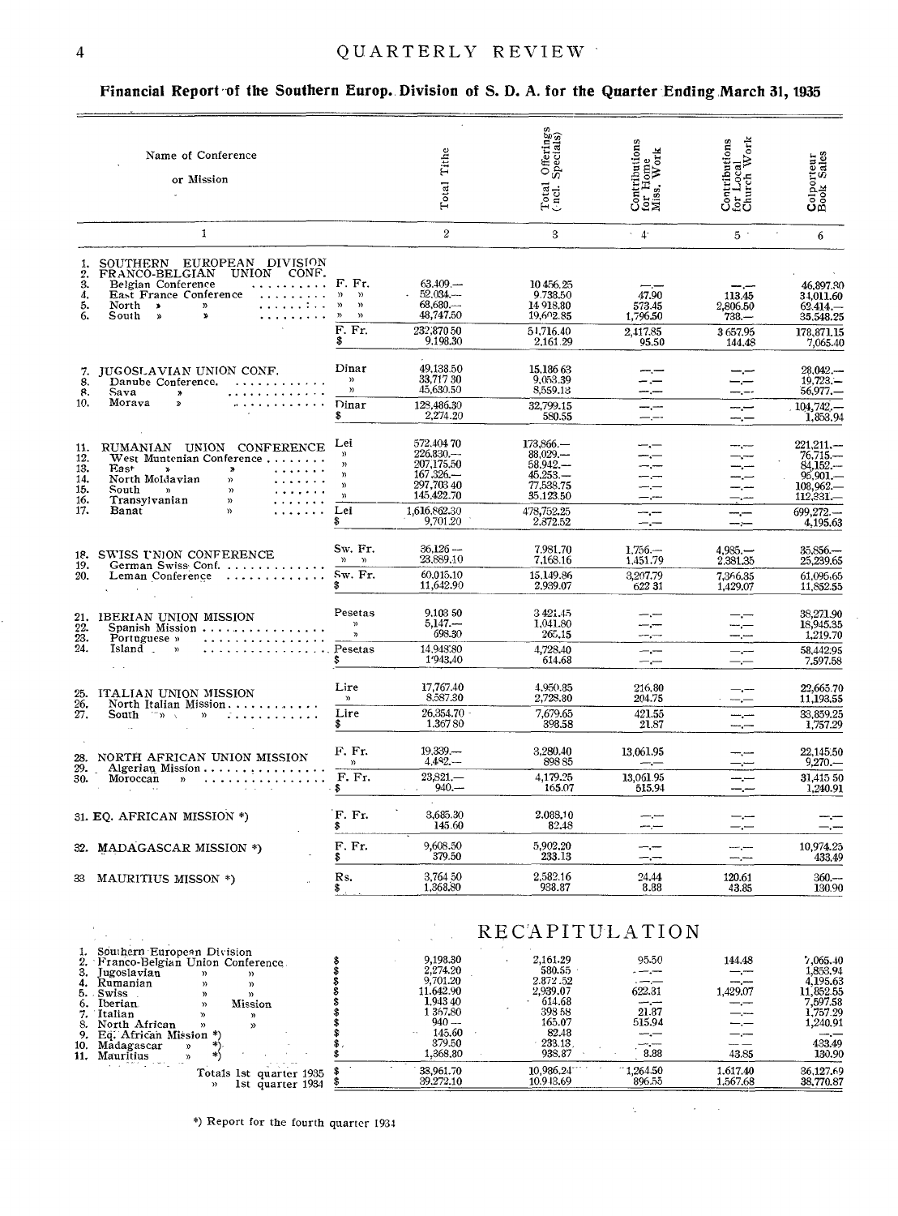## Financial Report of the Southern Europ. Division of S. D. A. for the Quarter Ending March 31, 1935

| | Name of Conference or Mission | | Total Tithe | Total Offerings (incl. Specials) | Contributions for Home Miss. Work | Contributions for Local Church Work | Colporteur Book Sales |
|---|---|---|---|---|---|---|---|
| | 1 | | 2 | 3 | 4 | 5 | 6 |
| 1. | SOUTHERN EUROPEAN DIVISION | | | | | | |
| 2. | FRANCO-BELGIAN UNION CONF. | | | | | | |
| 3. | Belgian Conference | F. Fr. | 63,409.— | 10 456.25 | —.— | —.— | 46,897.80 |
| 4. | East France Conference | » » | 52,034.— | 9 738.50 | 47.90 | 113.45 | 34,011.60 |
| 5. | North » » | » » | 68,680.— | 14 918.80 | 573.45 | 2,806.50 | 62,414.— |
| 6. | South » » | » » | 48,747.50 | 19,602.85 | 1,796.50 | 738.— | 35,548.25 |
| | | F. Fr. | 232,870 50 | 51,716.40 | 2,417.85 | 3 657.95 | 178,871.15 |
| | | $ | 9,198.30 | 2,161.29 | 95.50 | 144.48 | 7,065.40 |
| 7. | JUGOSLAVIAN UNION CONF. | | | | | | |
| 8. | Danube Conference | Dinar | 49,138.50 | 15,186 63 | —.— | —.— | 28,042.— |
| 9. | Sava » | » | 33,717 30 | 9,053.39 | —.— | —.— | 19,723.— |
| 10. | Morava » | » | 45,630.50 | 8,559.13 | —.— | —.— | 56,977.— |
| | | Dinar | 128,486.30 | 32,799.15 | —.— | —.— | 104,742.— |
| | | $ | 2,274.20 | 580.55 | —.— | —.— | 1,853.94 |
| 11. | RUMANIAN UNION CONFERENCE | Lei | 572.404 70 | 173,866.— | —.— | —.— | 221,211.— |
| 12. | West Muntenian Conference | » | 226,830.— | 88,029.— | —.— | —.— | 76,715.— |
| 13. | East » » | » | 207,175.50 | 58,942.— | —.— | —.— | 84,152.— |
| 14. | North Moldavian » | » | 167,326.— | 45,253.— | —.— | —.— | 95,901.— |
| 15. | South » » | » | 297,703 40 | 77,538.75 | —.— | —.— | 108,962.— |
| 16. | Transylvanian » | » | 145,422.70 | 35,123.50 | —.— | —.— | 112,331.— |
| 17. | Banat » | Lei | 1,616,862.30 | 478,752.25 | —.— | —.— | 699,272.— |
| | | $ | 9,701.20 | 2,872.52 | —.— | —.— | 4,195.63 |
| 18. | SWISS UNION CONFERENCE | Sw. Fr. | 36,126.— | 7,981.70 | 1,756.— | 4,985.— | 35,856.— |
| 19. | German Swiss Conf. | » » | 23,889.10 | 7,168.16 | 1,451.79 | 2,381.35 | 25,239.65 |
| 20. | Leman Conference | Sw. Fr. | 60,015.10 | 15,149.86 | 3,207.79 | 7,366.35 | 61,095.65 |
| | | $ | 11,642.90 | 2,939.07 | 622 31 | 1,429.07 | 11,852.55 |
| 21. | IBERIAN UNION MISSION | Pesetas | 9,103 50 | 3 421.45 | —.— | —.— | 38,271.90 |
| 22. | Spanish Mission | » | 5,147.— | 1,041.80 | —.— | —.— | 18,945.35 |
| 23. | Portuguese » | » | 698.30 | 265.15 | —.— | —.— | 1,219.70 |
| 24. | Island » | Pesetas | 14,948.80 | 4,728.40 | —.— | —.— | 58,442.95 |
| | | $ | 1943.40 | 614.68 | —.— | —.— | 7,597.58 |
| 25. | ITALIAN UNION MISSION | Lire | 17,767.40 | 4,950.85 | 216.80 | —.— | 22,665.70 |
| 26. | North Italian Mission | » | 8,587.30 | 2,728.80 | 204.75 | —.— | 11,193.55 |
| 27. | South » » | Lire | 26,354.70 | 7,679.65 | 421.55 | —.— | 33,859.25 |
| | | $ | 1,367 80 | 398.58 | 21.87 | —.— | 1,757.29 |
| 28. | NORTH AFRICAN UNION MISSION | F. Fr. | 19,339.— | 3,280.40 | 13,061.95 | —.— | 22,145.50 |
| 29. | Algerian Mission | » | 4,482.— | 898 85 | —.— | —.— | 9,270.— |
| 30. | Moroccan » | F. Fr. | 23,821.— | 4,179.25 | 13,061.95 | —.— | 31,415 50 |
| | | $ | 940.— | 165.07 | 515.94 | —.— | 1,240.91 |
| 31. | EQ. AFRICAN MISSION *) | F. Fr. | 3,685.30 | 2.088.10 | —.— | —.— | —.— |
| | | $ | 145.60 | 82.48 | —.— | —.— | —.— |
| 32. | MADAGASCAR MISSION *) | F. Fr. | 9,608.50 | 5,902.20 | —.— | —.— | 10,974.25 |
| | | $ | 379.50 | 233.13 | —.— | —.— | 433.49 |
| 33 | MAURITIUS MISSON *) | Rs. | 3,764 50 | 2,582.16 | 24.44 | 120.61 | 360.— |
| | | $ | 1,368.80 | 938.87 | 8.88 | 43.85 | 130.90 |

## RECAPITULATION

| | | | | | | | |
|---|---|---|---|---|---|---|---|
| 1. | Southern European Division | | | | | | |
| 2. | Franco-Belgian Union Conference | $ | 9,198.30 | 2,161.29 | 95.50 | 144.48 | 7,065.40 |
| 3. | Jugoslavian » » | $ | 2,274.20 | 580.55 | —.— | —.— | 1,853.94 |
| 4. | Rumanian » » | $ | 9,701.20 | 2.872.52 | —.— | —.— | 4,195.63 |
| 5. | Swiss » » | $ | 11.642.90 | 2,939.07 | 622.31 | 1,429.07 | 11,852.55 |
| 6. | Iberian » Mission | $ | 1,943 40 | 614.68 | —.— | —.— | 7,597.58 |
| 7. | Italian » » | $ | 1 367.80 | 398 58 | 21.87 | —.— | 1,757.29 |
| 8. | North African » » | $ | 940 — | 165.07 | 515.94 | —.— | 1,240.91 |
| 9. | Eq. African Mission *) | $ | 145.60 | 82.48 | —.— | —.— | —.— |
| 10. | Madagascar » *) | $ | 379.50 | 233.13 | —.— | —.— | 433.49 |
| 11. | Mauritius » *) | $ | 1,368.80 | 938.87 | 8.88 | 43.85 | 130.90 |
| | Totals 1st quarter 1935 | $ | 38,961.70 | 10,986.24 | 1,264.50 | 1.617.40 | 36,127.69 |
| | » 1st quarter 1934 | $ | 39,272.10 | 10.913.69 | 896.55 | 1,567.68 | 38,770.87 |

*) Report for the fourth quarter 1934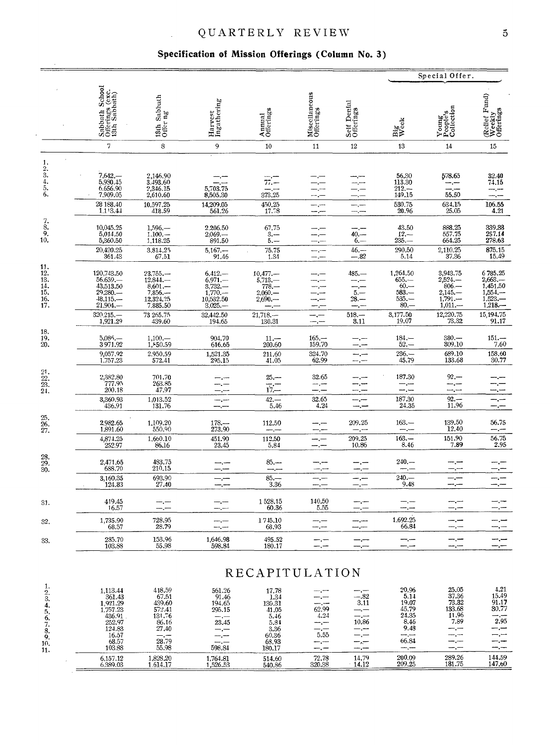## Specification of Mission Offerings (Column No. 3)

| | Sabbath School Offerings (exc. 13th Sabbath) | 13th Sabbath Offering | Harvest Ingathering | Annual Offerings | Miscellaneous Offerings | Self Denial Offerings | Special Offer. Big Week | Special Offer. Young People's Collection | Special Offer. (Relief Fund) Weekly Offerings |
|---|---|---|---|---|---|---|---|---|---|
| | 7 | 8 | 9 | 10 | 11 | 12 | 13 | 14 | 15 |
| 1. | | | | | | | | | |
| 2. | | | | | | | | | |
| 3. | 7,642.— | 2,146.90 | —.— | —.— | —.— | —.— | 56.30 | 578.65 | 32.40 |
| 4. | 5,980.45 | 3,493.60 | —.— | 77.— | —.— | —.— | 113.30 | —.— | 74.15 |
| 5. | 6,656.90 | 2,346.15 | 5,703.75 | —.— | —.— | —.— | 212.— | —.— | —.— |
| 6. | 7,909.05 | 2,610.60 | 8,505.30 | 373.25 | —.— | —.— | 149.15 | 55.50 | —.— |
| | 28 188.40 | 10,597.25 | 14,209.05 | 450.25 | —.— | —.— | 530.75 | 634.15 | 106.55 |
| | 1.113.44 | 418.59 | 561.26 | 17.78 | —.— | —.— | 20.96 | 25.05 | 4.21 |
| 7. | 10,045.25 | 1,596.— | 2,206.50 | 67.75 | —.— | —.— | 43.50 | 888.25 | 339.38 |
| 8. | 5,014.50 | 1,100.— | 2,069.— | 3.— | —.— | 40.— | 12.— | 557.75 | 257.14 |
| 9. | 5,360.50 | 1,118.25 | 891.50 | 5.— | —.— | 6.— | 235.— | 664.25 | 278.63 |
| 10. | | | | | | | | | |
| | 20,420.25 | 3,814.25 | 5,167.— | 75.75 | —.— | 46.— | 290.50 | 2,110.25 | 875.15 |
| | 361.43 | 67.51 | 91.46 | 1.34 | —.— | —.82 | 5.14 | 37.36 | 15.49 |
| 11. | 120,743.50 | 23,755.— | 6,412.— | 10,477.— | —.— | 485.— | 1,264.50 | 3,943.75 | 6 785.25 |
| 12. | 56,659.— | 12,844.— | 6,971.— | 5,713.— | —.— | —.— | 655.— | 2,524.— | 2,663.— |
| 13. | 43,513.50 | 8,601.— | 3,732.— | 778.— | —.— | —.— | 60.— | 806.— | 1,451.50 |
| 14. | 29,280.— | 7,856.— | 1,770.— | 2,060.— | —.— | 5.— | 583.— | 2,145.— | 1,554.— |
| 15. | 48,115.— | 12,324.25 | 10,532.50 | 2,690.— | —.— | 28.— | 535.— | 1,791.— | 1,523.— |
| 16. | 21,904.— | 7,885.50 | 3,025.— | —.— | —.— | —.— | 80.— | 1,011.— | 1,218.— |
| 17. | | | | | | | | | |
| | 320,215.— | 73 265.75 | 32,442.50 | 21,718.— | —.— | 518.— | 3,177.50 | 12,220.75 | 15,194.75 |
| | 1,921.29 | 439.60 | 194.65 | 130.31 | —.— | 3.11 | 19.07 | 73.32 | 91.17 |
| 18. | | | | | | | | | |
| 19. | 5,086.— | 1,100.— | 904.70 | 11.— | 165.— | —.— | 184.— | 380.— | 151.— |
| 20. | 3 971.92 | 1,850.59 | 616.65 | 200.60 | 159.70 | —.— | 52.— | 309.10 | 7.60 |
| | 9,057.92 | 2,950.59 | 1,521.35 | 211.60 | 324.70 | —.— | 236.— | 689.10 | 158.60 |
| | 1,757.23 | 572.41 | 295.15 | 41.05 | 62.99 | —.— | 45.79 | 133.68 | 30.77 |
| 21. | | | | | | | | | |
| 22. | 2,382.80 | 701.70 | —.— | 25.— | 32.65 | —.— | 187.30 | 92.— | —.— |
| 23. | 777.95 | 263.85 | —.— | —.— | —.— | —.— | —.— | —.— | —.— |
| 24. | 200.18 | 47.97 | —.— | 17.— | —.— | —.— | —.— | —.— | —.— |
| | 3,360.93 | 1,013.52 | —.— | 42.— | 32.65 | —.— | 187.30 | 92.— | —.— |
| | 436.91 | 131.76 | —.— | 5.46 | 4.24 | —.— | 24.35 | 11.96 | —.— |
| 25. | | | | | | | | | |
| 26. | 2,982.65 | 1,109.20 | 178.— | 112.50 | —.— | 209.25 | 163.— | 139.50 | 56.75 |
| 27. | 1,891.60 | 550.90 | 273.90 | —.— | —.— | —.— | —.— | 12.40 | —.— |
| | 4,874.25 | 1,660.10 | 451.90 | 112.50 | —.— | 209.25 | 163.— | 151.90 | 56.75 |
| | 252.97 | 86.16 | 23.45 | 5.84 | —.— | 10.86 | 8.46 | 7.89 | 2.95 |
| 28. | | | | | | | | | |
| 29. | 2,471.65 | 483.75 | —.— | 85.— | —.— | —.— | 240.— | —.— | —.— |
| 30. | 688.70 | 210.15 | —.— | —.— | —.— | —.— | —.— | —.— | —.— |
| | 3,160.35 | 693.90 | —.— | 85.— | —.— | —.— | 240.— | —.— | —.— |
| | 124.83 | 27.40 | —.— | 3.36 | —.— | —.— | 9.48 | —.— | —.— |
| 31. | 419.45 | —.— | —.— | 1 528.15 | 140.50 | —.— | —.— | —.— | —.— |
| | 16.57 | —.— | —.— | 60.36 | 5.55 | —.— | —.— | —.— | —.— |
| 32. | 1,735.90 | 728.95 | —.— | 1 745.10 | —.— | —.— | 1,692.25 | —.— | —.— |
| | 68.57 | 28.79 | —.— | 68.93 | —.— | —.— | 66.84 | —.— | —.— |
| 33. | 285.70 | 153.96 | 1,646.98 | 495.52 | —.— | —.— | —.— | —.— | —.— |
| | 103.88 | 55.98 | 598.84 | 180.17 | —.— | —.— | —.— | —.— | —.— |

## RECAPITULATION

| | 7 | 8 | 9 | 10 | 11 | 12 | 13 | 14 | 15 |
|---|---|---|---|---|---|---|---|---|---|
| 1. | 1,113.44 | 418.59 | 561.26 | 17.78 | —.— | —.— | 20.96 | 25.05 | 4.21 |
| 2. | 361.43 | 67.51 | 91.46 | 1.34 | —.— | —.82 | 5.14 | 37.36 | 15.49 |
| 3. | 1,921.29 | 439.60 | 194.65 | 130.31 | —.— | 3.11 | 19.07 | 73.32 | 91.17 |
| 4. | 1,757.23 | 572.41 | 295.15 | 41.05 | 62.99 | —.— | 45.79 | 133.68 | 30.77 |
| 5. | 436.91 | 131.76 | —.— | 5.46 | 4.24 | —.— | 24.35 | 11.96 | —.— |
| 6. | 252.97 | 86.16 | 23.45 | 5.84 | —.— | 10.86 | 8.46 | 7.89 | 2.95 |
| 7. | 124.83 | 27.40 | —.— | 3.36 | —.— | —.— | 9.48 | —.— | —.— |
| 8. | 16.57 | —.— | —.— | 60.36 | 5.55 | —.— | —.— | —.— | —.— |
| 9. | 68.57 | 28.79 | —.— | 68.93 | —.— | —.— | 66.84 | —.— | —.— |
| 10. | 103.88 | 55.98 | 598.84 | 180.17 | —.— | —.— | —.— | —.— | —.— |
| 11. | | | | | | | | | |
| | 6,157.12 | 1,828.20 | 1,764.81 | 514.60 | 72.78 | 14.79 | 200.09 | 289.26 | 144.59 |
| | 6,389.03 | 1,614.17 | 1,526.53 | 540.86 | 320.38 | 14.12 | 209.25 | 181.75 | 147.60 |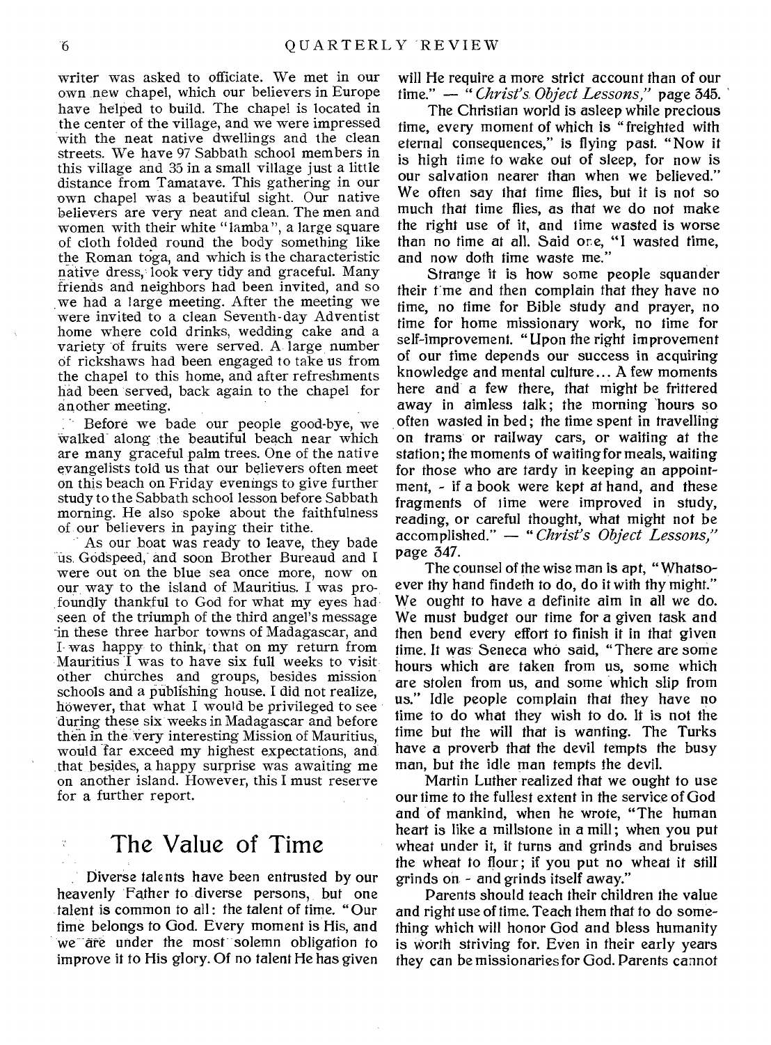writer was asked to officiate. We met in our own new chapel, which our believers in Europe have helped to build. The chapel is located in the center of the village, and we were impressed with the neat native dwellings and the clean streets. We have 97 Sabbath school members in this village and 35 in a small village just a little distance from Tamatave. This gathering in our own chapel was a beautiful sight. Our native believers are very neat and clean. The men and women with their white "lamba", a large square of cloth folded round the body something like the Roman toga, and which is the characteristic native dress, look very tidy and graceful. Many friends and neighbors had been invited, and so we had a large meeting. After the meeting we were invited to a clean Seventh-day Adventist home where cold drinks, wedding cake and a variety of fruits were served. A large number of rickshaws had been engaged to take us from the chapel to this home, and after refreshments had been served, back again to the chapel for another meeting.

Before we bade our people good-bye, we walked along the beautiful beach near which are many graceful palm trees. One of the native evangelists told us that our believers often meet on this beach on Friday evenings to give further study to the Sabbath school lesson before Sabbath morning. He also spoke about the faithfulness of our believers in paying their tithe.

As our boat was ready to leave, they bade us Godspeed, and soon Brother Bureaud and I were out on the blue sea once more, now on our way to the island of Mauritius. I was profoundly thankful to God for what my eyes had seen of the triumph of the third angel's message in these three harbor towns of Madagascar, and I was happy to think, that on my return from Mauritius I was to have six full weeks to visit other churches and groups, besides mission schools and a publishing house. I did not realize, however, that what I would be privileged to see during these six weeks in Madagascar and before then in the very interesting Mission of Mauritius, would far exceed my highest expectations, and that besides, a happy surprise was awaiting me on another island. However, this I must reserve for a further report.

# The Value of Time

Diverse talents have been entrusted by our heavenly Father to diverse persons, but one talent is common to all: the talent of time. "Our time belongs to God. Every moment is His, and we are under the most solemn obligation to improve it to His glory. Of no talent He has given will He require a more strict account than of our time." — "*Christ's Object Lessons,*" page 345.

The Christian world is asleep while precious time, every moment of which is "freighted with eternal consequences," is flying past. "Now it is high time to wake out of sleep, for now is our salvation nearer than when we believed." We often say that time flies, but it is not so much that time flies, as that we do not make the right use of it, and time wasted is worse than no time at all. Said one, "I wasted time, and now doth time waste me."

Strange it is how some people squander their time and then complain that they have no time, no time for Bible study and prayer, no time for home missionary work, no time for self-improvement. "Upon the right improvement of our time depends our success in acquiring knowledge and mental culture... A few moments here and a few there, that might be frittered away in aimless talk; the morning hours so often wasted in bed; the time spent in travelling on trams or railway cars, or waiting at the station; the moments of waiting for meals, waiting for those who are tardy in keeping an appointment, - if a book were kept at hand, and these fragments of time were improved in study, reading, or careful thought, what might not be accomplished." — "*Christ's Object Lessons,*" page 347.

The counsel of the wise man is apt, "Whatsoever thy hand findeth to do, do it with thy might." We ought to have a definite aim in all we do. We must budget our time for a given task and then bend every effort to finish it in that given time. It was Seneca who said, "There are some hours which are taken from us, some which are stolen from us, and some which slip from us." Idle people complain that they have no time to do what they wish to do. It is not the time but the will that is wanting. The Turks have a proverb that the devil tempts the busy man, but the idle man tempts the devil.

Martin Luther realized that we ought to use our time to the fullest extent in the service of God and of mankind, when he wrote, "The human heart is like a millstone in a mill; when you put wheat under it, it turns and grinds and bruises the wheat to flour; if you put no wheat it still grinds on - and grinds itself away."

Parents should teach their children the value and right use of time. Teach them that to do something which will honor God and bless humanity is worth striving for. Even in their early years they can be missionaries for God. Parents cannot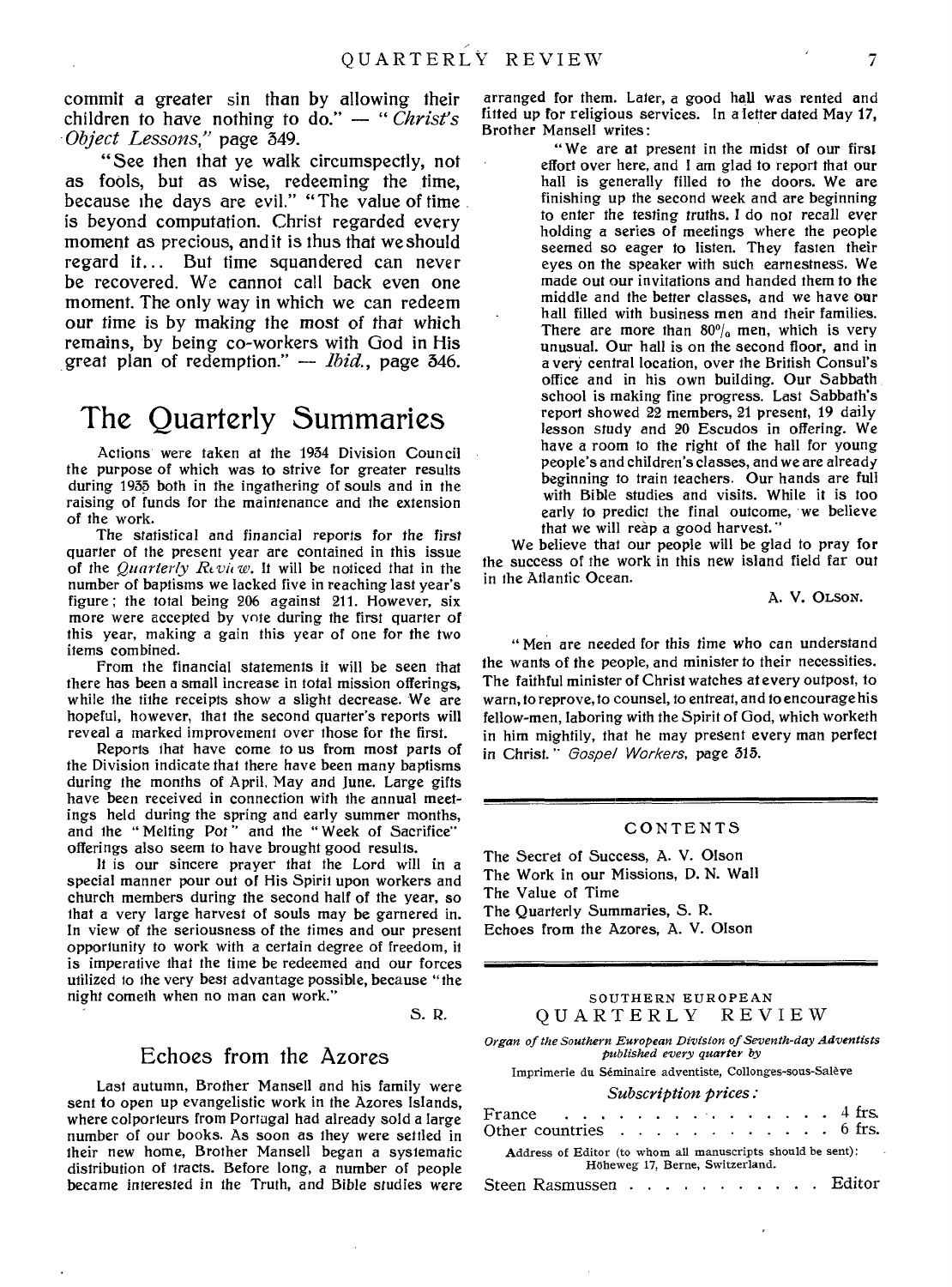commit a greater sin than by allowing their children to have nothing to do." — "*Christ's Object Lessons,*" page 349.

"See then that ye walk circumspectly, not as fools, but as wise, redeeming the time, because the days are evil." "The value of time is beyond computation. Christ regarded every moment as precious, and it is thus that we should regard it... But time squandered can never be recovered. We cannot call back even one moment. The only way in which we can redeem our time is by making the most of that which remains, by being co-workers with God in His great plan of redemption." — *Ibid.*, page 346.

# The Quarterly Summaries

Actions were taken at the 1934 Division Council the purpose of which was to strive for greater results during 1935 both in the ingathering of souls and in the raising of funds for the maintenance and the extension of the work.

The statistical and financial reports for the first quarter of the present year are contained in this issue of the *Quarterly Review*. It will be noticed that in the number of baptisms we lacked five in reaching last year's figure; the total being 206 against 211. However, six more were accepted by vote during the first quarter of this year, making a gain this year of one for the two items combined.

From the financial statements it will be seen that there has been a small increase in total mission offerings, while the tithe receipts show a slight decrease. We are hopeful, however, that the second quarter's reports will reveal a marked improvement over those for the first.

Reports that have come to us from most parts of the Division indicate that there have been many baptisms during the months of April, May and June. Large gifts have been received in connection with the annual meetings held during the spring and early summer months, and the "Melting Pot" and the "Week of Sacrifice" offerings also seem to have brought good results.

It is our sincere prayer that the Lord will in a special manner pour out of His Spirit upon workers and church members during the second half of the year, so that a very large harvest of souls may be garnered in. In view of the seriousness of the times and our present opportunity to work with a certain degree of freedom, it is imperative that the time be redeemed and our forces utilized to the very best advantage possible, because "the night cometh when no man can work."

S. R.

## Echoes from the Azores

Last autumn, Brother Mansell and his family were sent to open up evangelistic work in the Azores Islands, where colporteurs from Portugal had already sold a large number of our books. As soon as they were settled in their new home, Brother Mansell began a systematic distribution of tracts. Before long, a number of people became interested in the Truth, and Bible studies were arranged for them. Later, a good hall was rented and fitted up for religious services. In a letter dated May 17, Brother Mansell writes:

> "We are at present in the midst of our first effort over here, and I am glad to report that our hall is generally filled to the doors. We are finishing up the second week and are beginning to enter the testing truths. I do not recall ever holding a series of meetings where the people seemed so eager to listen. They fasten their eyes on the speaker with such earnestness. We made out our invitations and handed them to the middle and the better classes, and we have our hall filled with business men and their families. There are more than 80% men, which is very unusual. Our hall is on the second floor, and in a very central location, over the British Consul's office and in his own building. Our Sabbath school is making fine progress. Last Sabbath's report showed 22 members, 21 present, 19 daily lesson study and 20 Escudos in offering. We have a room to the right of the hall for young people's and children's classes, and we are already beginning to train teachers. Our hands are full with Bible studies and visits. While it is too early to predict the final outcome, we believe that we will reap a good harvest."

We believe that our people will be glad to pray for the success of the work in this new island field far out in the Atlantic Ocean.

A. V. Olson.

"Men are needed for this time who can understand the wants of the people, and minister to their necessities. The faithful minister of Christ watches at every outpost, to warn, to reprove, to counsel, to entreat, and to encourage his fellow-men, laboring with the Spirit of God, which worketh in him mightily, that he may present every man perfect in Christ." *Gospel Workers*, page 515.

### CONTENTS

The Secret of Success, A. V. Olson
The Work in our Missions, D. N. Wall
The Value of Time
The Quarterly Summaries, S. R.
Echoes from the Azores, A. V. Olson

### SOUTHERN EUROPEAN QUARTERLY REVIEW

*Organ of the Southern European Division of Seventh-day Adventists published every quarter by*

Imprimerie du Séminaire adventiste, Collonges-sous-Salève

*Subscription prices:*

France . . . . . . . . . . . . . . 4 frs.
Other countries . . . . . . . . . . . . 6 frs.

Address of Editor (to whom all manuscripts should be sent): Höheweg 17, Berne, Switzerland.

Steen Rasmussen . . . . . . . . . . . Editor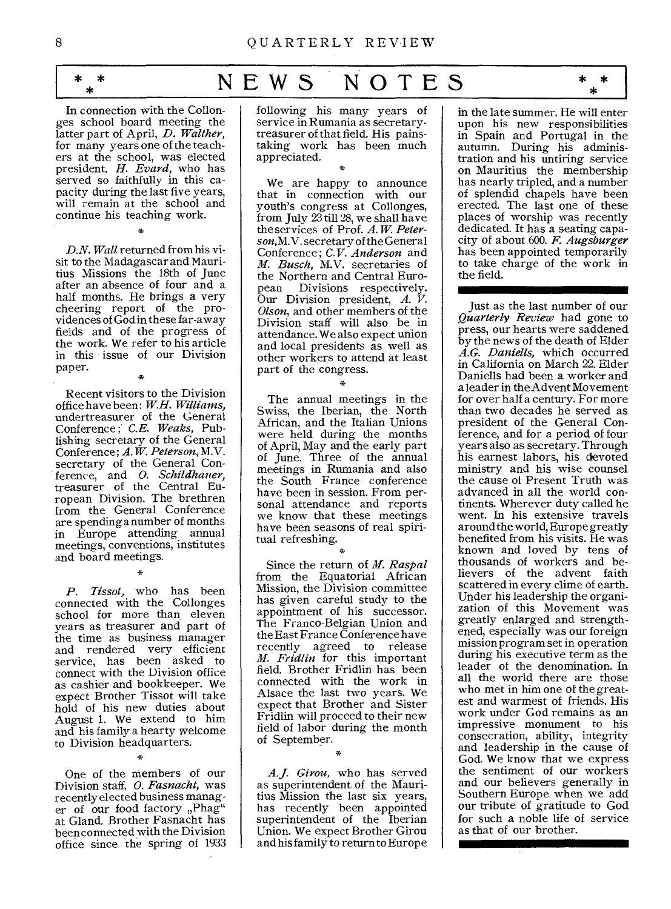# NEWS NOTES

In connection with the Collonges school board meeting the latter part of April, *D. Walther*, for many years one of the teachers at the school, was elected president. *H. Evard*, who has served so faithfully in this capacity during the last five years, will remain at the school and continue his teaching work.

*

*D.N. Wall* returned from his visit to the Madagascar and Mauritius Missions the 18th of June after an absence of four and a half months. He brings a very cheering report of the providences of God in these far-away fields and of the progress of the work. We refer to his article in this issue of our Division paper.

*

Recent visitors to the Division office have been: *W.H. Williams*, undertreasurer of the General Conference; *C.E. Weaks*, Publishing secretary of the General Conference; *A.W. Peterson*, M.V. secretary of the General Conference, and *O. Schildhauer*, treasurer of the Central European Division. The brethren from the General Conference are spending a number of months in Europe attending annual meetings, conventions, institutes and board meetings.

*

*P. Tissot*, who has been connected with the Collonges school for more than eleven years as treasurer and part of the time as business manager and rendered very efficient service, has been asked to connect with the Division office as cashier and bookkeeper. We expect Brother Tissot will take hold of his new duties about August 1. We extend to him and his family a hearty welcome to Division headquarters.

*

One of the members of our Division staff, *O. Fasnacht*, was recently elected business manager of our food factory „Phag" at Gland. Brother Fasnacht has been connected with the Division office since the spring of 1933 following his many years of service in Rumania as secretary-treasurer of that field. His painstaking work has been much appreciated.

*

We are happy to announce that in connection with our youth's congress at Collonges, from July 23 till 28, we shall have the services of Prof. *A.W. Peterson*, M.V. secretary of the General Conference; *C.V. Anderson* and *M. Busch*, M.V. secretaries of the Northern and Central European Divisions respectively. Our Division president, *A. V. Olson*, and other members of the Division staff will also be in attendance. We also expect union and local presidents as well as other workers to attend at least part of the congress.

*

The annual meetings in the Swiss, the Iberian, the North African, and the Italian Unions were held during the months of April, May and the early part of June. Three of the annual meetings in Rumania and also the South France conference have been in session. From personal attendance and reports we know that these meetings have been seasons of real spiritual refreshing.

*

Since the return of *M. Raspal* from the Equatorial African Mission, the Division committee has given careful study to the appointment of his successor. The Franco-Belgian Union and the East France Conference have recently agreed to release *M. Fridlin* for this important field. Brother Fridlin has been connected with the work in Alsace the last two years. We expect that Brother and Sister Fridlin will proceed to their new field of labor during the month of September.

*

*A.J. Girou*, who has served as superintendent of the Mauritius Mission the last six years, has recently been appointed superintendent of the Iberian Union. We expect Brother Girou and his family to return to Europe in the late summer. He will enter upon his new responsibilities in Spain and Portugal in the autumn. During his administration and his untiring service on Mauritius the membership has nearly tripled, and a number of splendid chapels have been erected. The last one of these places of worship was recently dedicated. It has a seating capacity of about 600. *F. Augsburger* has been appointed temporarily to take charge of the work in the field.

---

Just as the last number of our *Quarterly Review* had gone to press, our hearts were saddened by the news of the death of Elder *A.G. Daniells*, which occurred in California on March 22. Elder Daniells had been a worker and a leader in the Advent Movement for over half a century. For more than two decades he served as president of the General Conference, and for a period of four years also as secretary. Through his earnest labors, his devoted ministry and his wise counsel the cause of Present Truth was advanced in all the world continents. Wherever duty called he went. In his extensive travels around the world, Europe greatly benefited from his visits. He was known and loved by tens of thousands of workers and believers of the advent faith scattered in every clime of earth. Under his leadership the organization of this Movement was greatly enlarged and strengthened, especially was our foreign mission program set in operation during his executive term as the leader of the denomination. In all the world there are those who met in him one of the greatest and warmest of friends. His work under God remains as an impressive monument to his consecration, ability, integrity and leadership in the cause of God. We know that we express the sentiment of our workers and our believers generally in Southern Europe when we add our tribute of gratitude to God for such a noble life of service as that of our brother.